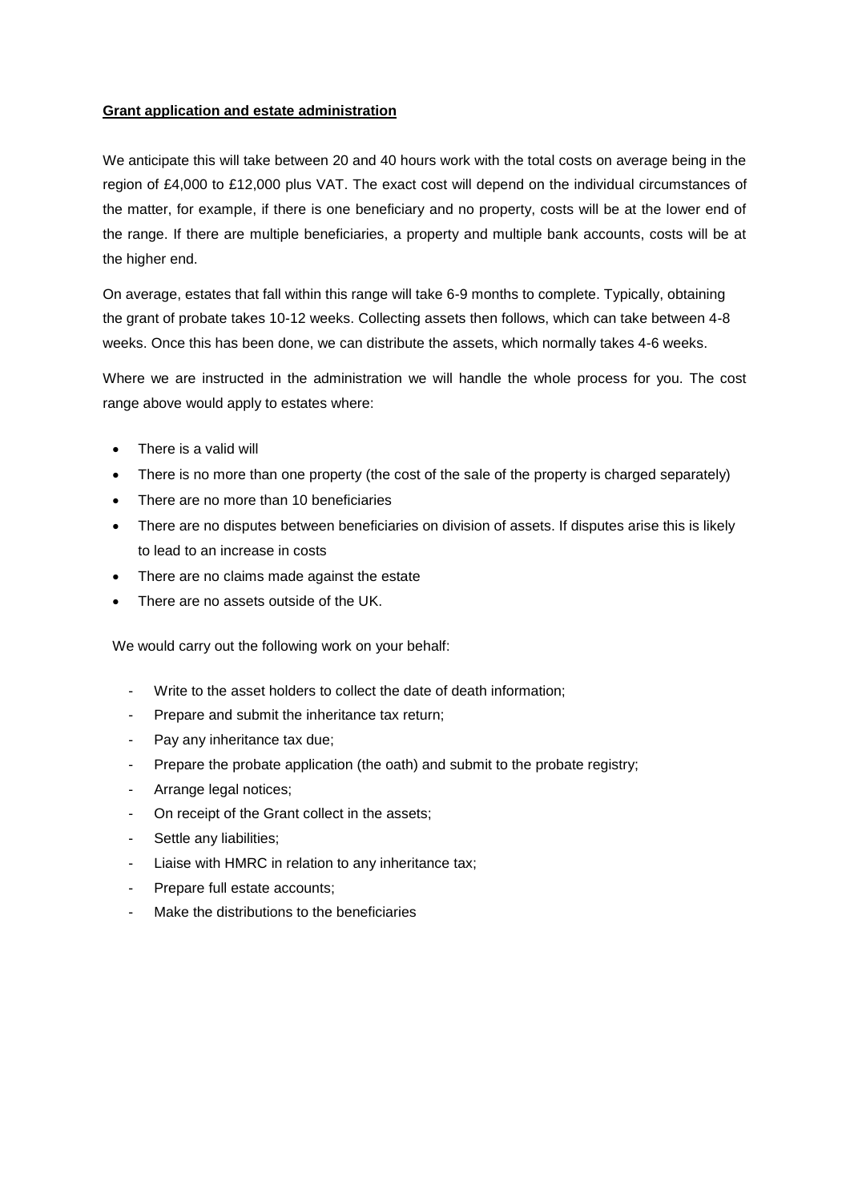**Grant application and estate administration**

We anticipate this will take between 20 and 40 hours work with the total costs on average being in the region of £4,000 to £12,000 plus VAT. The exact cost will depend on the individual circumstances of the matter, for example, if there is one beneficiary and no property, costs will be at the lower end of the range. If there are multiple beneficiaries, a property and multiple bank accounts, costs will be at the higher end.

On average, estates that fall within this range will take 6-9 months to complete. Typically, obtaining the grant of probate takes 10-12 weeks. Collecting assets then follows, which can take between 4-8 weeks. Once this has been done, we can distribute the assets, which normally takes 4-6 weeks.

Where we are instructed in the administration we will handle the whole process for you. The cost range above would apply to estates where:

- There is a valid will
- There is no more than one property (the cost of the sale of the property is charged separately)
- There are no more than 10 beneficiaries
- There are no disputes between beneficiaries on division of assets. If disputes arise this is likely to lead to an increase in costs
- There are no claims made against the estate
- There are no assets outside of the UK.

We would carry out the following work on your behalf:

- Write to the asset holders to collect the date of death information;
- Prepare and submit the inheritance tax return;
- Pay any inheritance tax due;
- Prepare the probate application (the oath) and submit to the probate registry;
- Arrange legal notices;
- On receipt of the Grant collect in the assets;
- Settle any liabilities;
- Liaise with HMRC in relation to any inheritance tax;
- Prepare full estate accounts;
- Make the distributions to the beneficiaries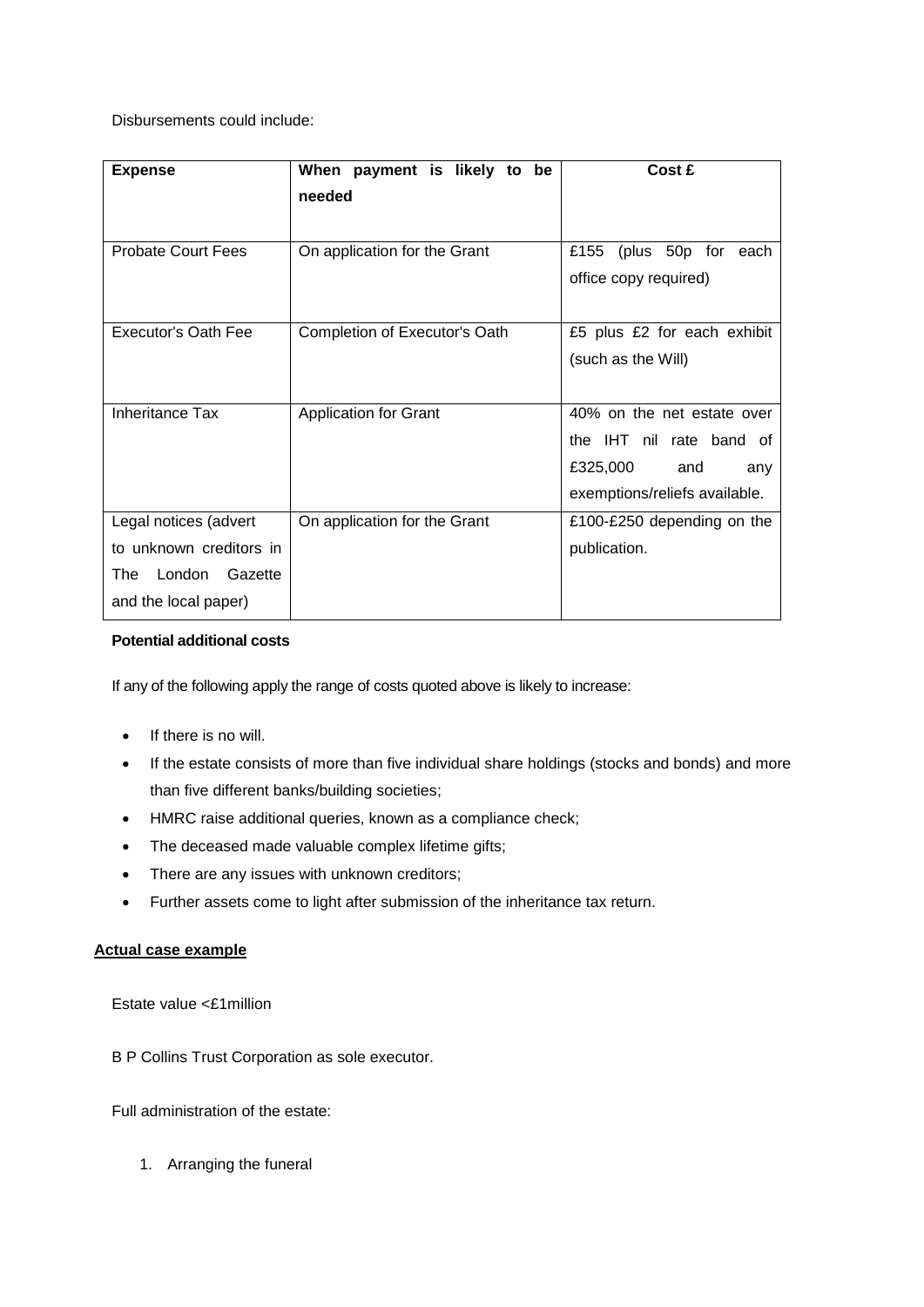Disbursements could include:

| Expense | When payment is likely to be needed | Cost £ |
|---|---|---|
| Probate Court Fees | On application for the Grant | £155 (plus 50p for each office copy required) |
| Executor's Oath Fee | Completion of Executor's Oath | £5 plus £2 for each exhibit (such as the Will) |
| Inheritance Tax | Application for Grant | 40% on the net estate over the IHT nil rate band of £325,000 and any exemptions/reliefs available. |
| Legal notices (advert to unknown creditors in The London Gazette and the local paper) | On application for the Grant | £100-£250 depending on the publication. |

**Potential additional costs**

If any of the following apply the range of costs quoted above is likely to increase:

- If there is no will.
- If the estate consists of more than five individual share holdings (stocks and bonds) and more than five different banks/building societies;
- HMRC raise additional queries, known as a compliance check;
- The deceased made valuable complex lifetime gifts;
- There are any issues with unknown creditors;
- Further assets come to light after submission of the inheritance tax return.

**Actual case example**

Estate value <£1million

B P Collins Trust Corporation as sole executor.

Full administration of the estate:

1. Arranging the funeral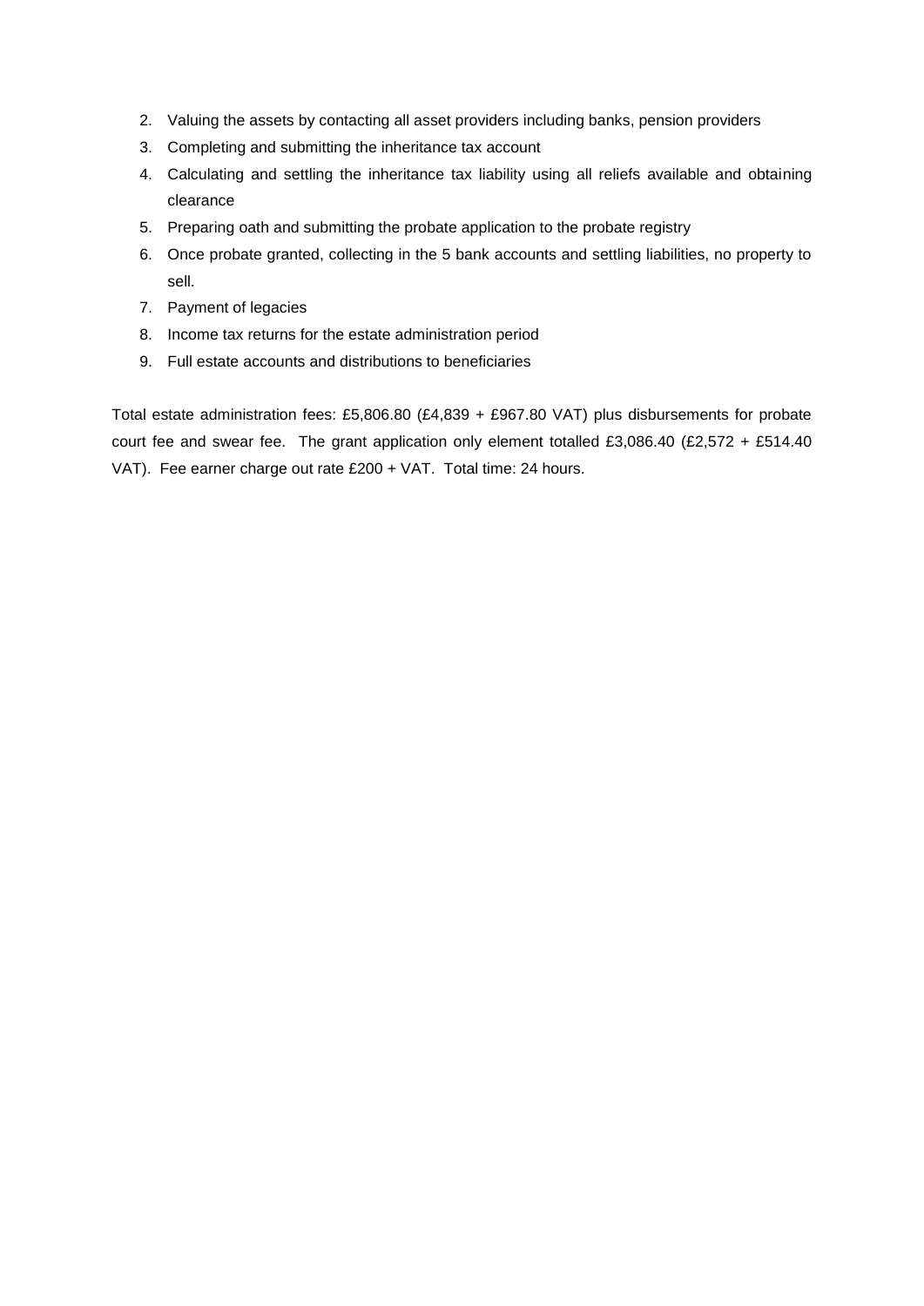2. Valuing the assets by contacting all asset providers including banks, pension providers
3. Completing and submitting the inheritance tax account
4. Calculating and settling the inheritance tax liability using all reliefs available and obtaining clearance
5. Preparing oath and submitting the probate application to the probate registry
6. Once probate granted, collecting in the 5 bank accounts and settling liabilities, no property to sell.
7. Payment of legacies
8. Income tax returns for the estate administration period
9. Full estate accounts and distributions to beneficiaries

Total estate administration fees: £5,806.80 (£4,839 + £967.80 VAT) plus disbursements for probate court fee and swear fee. The grant application only element totalled £3,086.40 (£2,572 + £514.40 VAT). Fee earner charge out rate £200 + VAT. Total time: 24 hours.